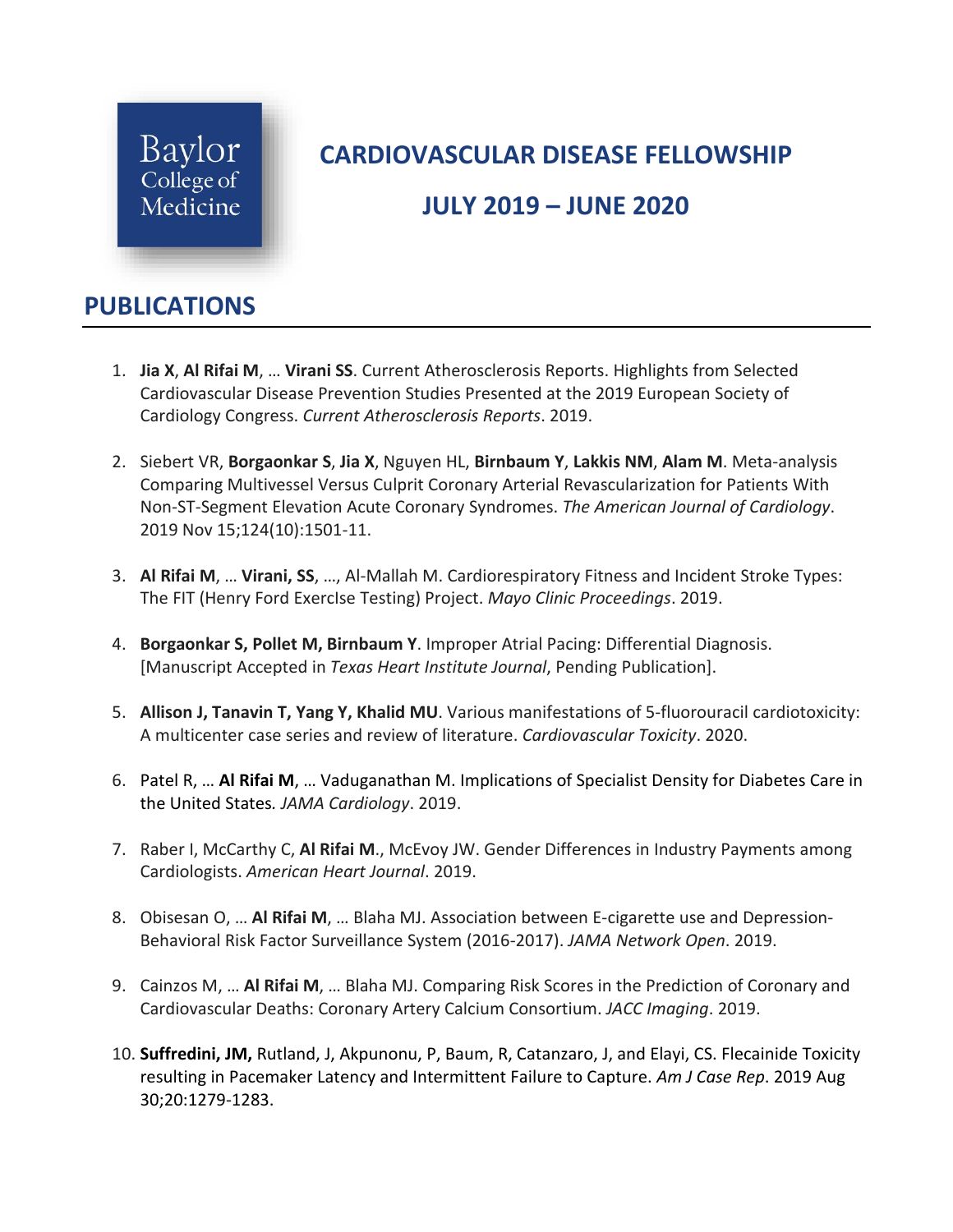Baylor College of Medicine

# CARDIOVASCULAR DISEASE FELLOWSHIP

# JULY 2019 – JUNE 2020

## PUBLICATIONS

1. **Jia X**, **Al Rifai M**, … **Virani SS**. Current Atherosclerosis Reports. Highlights from Selected Cardiovascular Disease Prevention Studies Presented at the 2019 European Society of Cardiology Congress. *Current Atherosclerosis Reports*. 2019.

2. Siebert VR, **Borgaonkar S**, **Jia X**, Nguyen HL, **Birnbaum Y**, **Lakkis NM**, **Alam M**. Meta-analysis Comparing Multivessel Versus Culprit Coronary Arterial Revascularization for Patients With Non-ST-Segment Elevation Acute Coronary Syndromes. *The American Journal of Cardiology*. 2019 Nov 15;124(10):1501-11.

3. **Al Rifai M**, … **Virani, SS**, …, Al-Mallah M. Cardiorespiratory Fitness and Incident Stroke Types: The FIT (Henry Ford ExercIse Testing) Project. *Mayo Clinic Proceedings*. 2019.

4. **Borgaonkar S, Pollet M, Birnbaum Y**. Improper Atrial Pacing: Differential Diagnosis. [Manuscript Accepted in *Texas Heart Institute Journal*, Pending Publication].

5. **Allison J, Tanavin T, Yang Y, Khalid MU**. Various manifestations of 5-fluorouracil cardiotoxicity: A multicenter case series and review of literature. *Cardiovascular Toxicity*. 2020.

6. Patel R, … **Al Rifai M**, … Vaduganathan M. Implications of Specialist Density for Diabetes Care in the United States. *JAMA Cardiology*. 2019.

7. Raber I, McCarthy C, **Al Rifai M**., McEvoy JW. Gender Differences in Industry Payments among Cardiologists. *American Heart Journal*. 2019.

8. Obisesan O, … **Al Rifai M**, … Blaha MJ. Association between E-cigarette use and Depression-Behavioral Risk Factor Surveillance System (2016-2017). *JAMA Network Open*. 2019.

9. Cainzos M, … **Al Rifai M**, … Blaha MJ. Comparing Risk Scores in the Prediction of Coronary and Cardiovascular Deaths: Coronary Artery Calcium Consortium. *JACC Imaging*. 2019.

10. **Suffredini, JM,** Rutland, J, Akpunonu, P, Baum, R, Catanzaro, J, and Elayi, CS. Flecainide Toxicity resulting in Pacemaker Latency and Intermittent Failure to Capture. *Am J Case Rep*. 2019 Aug 30;20:1279-1283.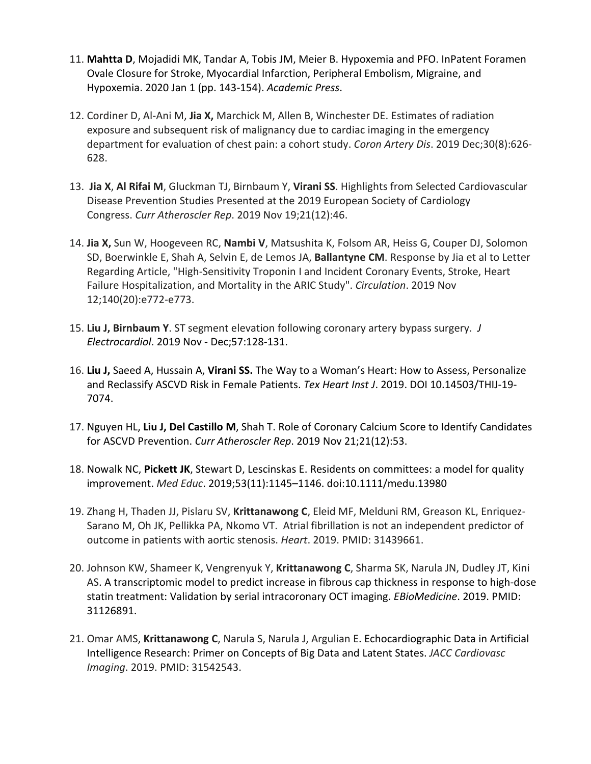11. **Mahtta D**, Mojadidi MK, Tandar A, Tobis JM, Meier B. Hypoxemia and PFO. InPatent Foramen Ovale Closure for Stroke, Myocardial Infarction, Peripheral Embolism, Migraine, and Hypoxemia. 2020 Jan 1 (pp. 143-154). *Academic Press*.

12. Cordiner D, Al-Ani M, **Jia X,** Marchick M, Allen B, Winchester DE. Estimates of radiation exposure and subsequent risk of malignancy due to cardiac imaging in the emergency department for evaluation of chest pain: a cohort study. *Coron Artery Dis*. 2019 Dec;30(8):626-628.

13. **Jia X**, **Al Rifai M**, Gluckman TJ, Birnbaum Y, **Virani SS**. Highlights from Selected Cardiovascular Disease Prevention Studies Presented at the 2019 European Society of Cardiology Congress. *Curr Atheroscler Rep*. 2019 Nov 19;21(12):46.

14. **Jia X,** Sun W, Hoogeveen RC, **Nambi V**, Matsushita K, Folsom AR, Heiss G, Couper DJ, Solomon SD, Boerwinkle E, Shah A, Selvin E, de Lemos JA, **Ballantyne CM**. Response by Jia et al to Letter Regarding Article, "High-Sensitivity Troponin I and Incident Coronary Events, Stroke, Heart Failure Hospitalization, and Mortality in the ARIC Study". *Circulation*. 2019 Nov 12;140(20):e772-e773.

15. **Liu J, Birnbaum Y**. ST segment elevation following coronary artery bypass surgery. *J Electrocardiol*. 2019 Nov - Dec;57:128-131.

16. **Liu J,** Saeed A, Hussain A, **Virani SS.** The Way to a Woman's Heart: How to Assess, Personalize and Reclassify ASCVD Risk in Female Patients. *Tex Heart Inst J*. 2019. DOI 10.14503/THIJ-19-7074.

17. Nguyen HL, **Liu J, Del Castillo M**, Shah T. Role of Coronary Calcium Score to Identify Candidates for ASCVD Prevention. *Curr Atheroscler Rep*. 2019 Nov 21;21(12):53.

18. Nowalk NC, **Pickett JK**, Stewart D, Lescinskas E. Residents on committees: a model for quality improvement. *Med Educ*. 2019;53(11):1145–1146. doi:10.1111/medu.13980

19. Zhang H, Thaden JJ, Pislaru SV, **Krittanawong C**, Eleid MF, Melduni RM, Greason KL, Enriquez-Sarano M, Oh JK, Pellikka PA, Nkomo VT. Atrial fibrillation is not an independent predictor of outcome in patients with aortic stenosis. *Heart*. 2019. PMID: 31439661.

20. Johnson KW, Shameer K, Vengrenyuk Y, **Krittanawong C**, Sharma SK, Narula JN, Dudley JT, Kini AS. A transcriptomic model to predict increase in fibrous cap thickness in response to high-dose statin treatment: Validation by serial intracoronary OCT imaging. *EBioMedicine*. 2019. PMID: 31126891.

21. Omar AMS, **Krittanawong C**, Narula S, Narula J, Argulian E. Echocardiographic Data in Artificial Intelligence Research: Primer on Concepts of Big Data and Latent States. *JACC Cardiovasc Imaging*. 2019. PMID: 31542543.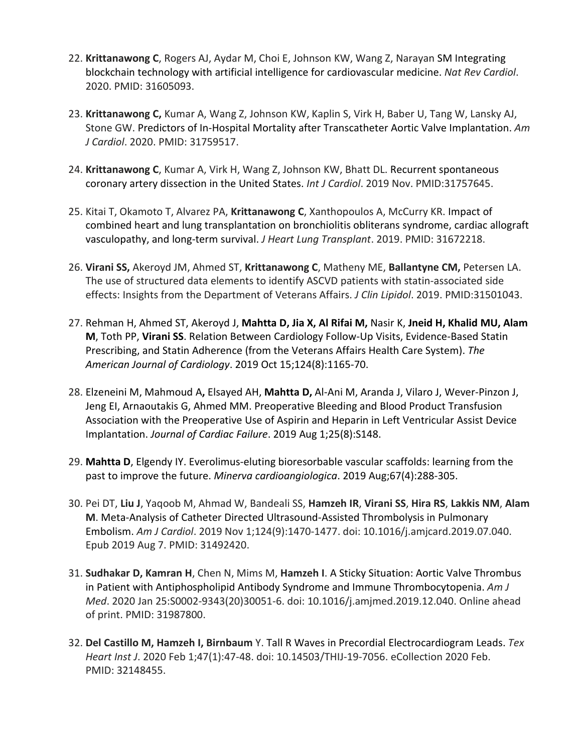22. **Krittanawong C**, Rogers AJ, Aydar M, Choi E, Johnson KW, Wang Z, Narayan SM Integrating blockchain technology with artificial intelligence for cardiovascular medicine. *Nat Rev Cardiol*. 2020. PMID: 31605093.

23. **Krittanawong C,** Kumar A, Wang Z, Johnson KW, Kaplin S, Virk H, Baber U, Tang W, Lansky AJ, Stone GW. Predictors of In-Hospital Mortality after Transcatheter Aortic Valve Implantation. *Am J Cardiol*. 2020. PMID: 31759517.

24. **Krittanawong C**, Kumar A, Virk H, Wang Z, Johnson KW, Bhatt DL. Recurrent spontaneous coronary artery dissection in the United States. *Int J Cardiol*. 2019 Nov. PMID:31757645.

25. Kitai T, Okamoto T, Alvarez PA, **Krittanawong C**, Xanthopoulos A, McCurry KR. Impact of combined heart and lung transplantation on bronchiolitis obliterans syndrome, cardiac allograft vasculopathy, and long-term survival. *J Heart Lung Transplant*. 2019. PMID: 31672218.

26. **Virani SS,** Akeroyd JM, Ahmed ST, **Krittanawong C**, Matheny ME, **Ballantyne CM,** Petersen LA. The use of structured data elements to identify ASCVD patients with statin-associated side effects: Insights from the Department of Veterans Affairs. *J Clin Lipidol*. 2019. PMID:31501043.

27. Rehman H, Ahmed ST, Akeroyd J, **Mahtta D, Jia X, Al Rifai M,** Nasir K, **Jneid H, Khalid MU, Alam M**, Toth PP, **Virani SS**. Relation Between Cardiology Follow-Up Visits, Evidence-Based Statin Prescribing, and Statin Adherence (from the Veterans Affairs Health Care System). *The American Journal of Cardiology*. 2019 Oct 15;124(8):1165-70.

28. Elzeneini M, Mahmoud A**,** Elsayed AH, **Mahtta D,** Al-Ani M, Aranda J, Vilaro J, Wever-Pinzon J, Jeng EI, Arnaoutakis G, Ahmed MM. Preoperative Bleeding and Blood Product Transfusion Association with the Preoperative Use of Aspirin and Heparin in Left Ventricular Assist Device Implantation. *Journal of Cardiac Failure*. 2019 Aug 1;25(8):S148.

29. **Mahtta D**, Elgendy IY. Everolimus-eluting bioresorbable vascular scaffolds: learning from the past to improve the future. *Minerva cardioangiologica*. 2019 Aug;67(4):288-305.

30. Pei DT, **Liu J**, Yaqoob M, Ahmad W, Bandeali SS, **Hamzeh IR**, **Virani SS**, **Hira RS**, **Lakkis NM**, **Alam M**. Meta-Analysis of Catheter Directed Ultrasound-Assisted Thrombolysis in Pulmonary Embolism. *Am J Cardiol*. 2019 Nov 1;124(9):1470-1477. doi: 10.1016/j.amjcard.2019.07.040. Epub 2019 Aug 7. PMID: 31492420.

31. **Sudhakar D, Kamran H**, Chen N, Mims M, **Hamzeh I**. A Sticky Situation: Aortic Valve Thrombus in Patient with Antiphospholipid Antibody Syndrome and Immune Thrombocytopenia. *Am J Med*. 2020 Jan 25:S0002-9343(20)30051-6. doi: 10.1016/j.amjmed.2019.12.040. Online ahead of print. PMID: 31987800.

32. **Del Castillo M, Hamzeh I, Birnbaum** Y. Tall R Waves in Precordial Electrocardiogram Leads. *Tex Heart Inst J*. 2020 Feb 1;47(1):47-48. doi: 10.14503/THIJ-19-7056. eCollection 2020 Feb. PMID: 32148455.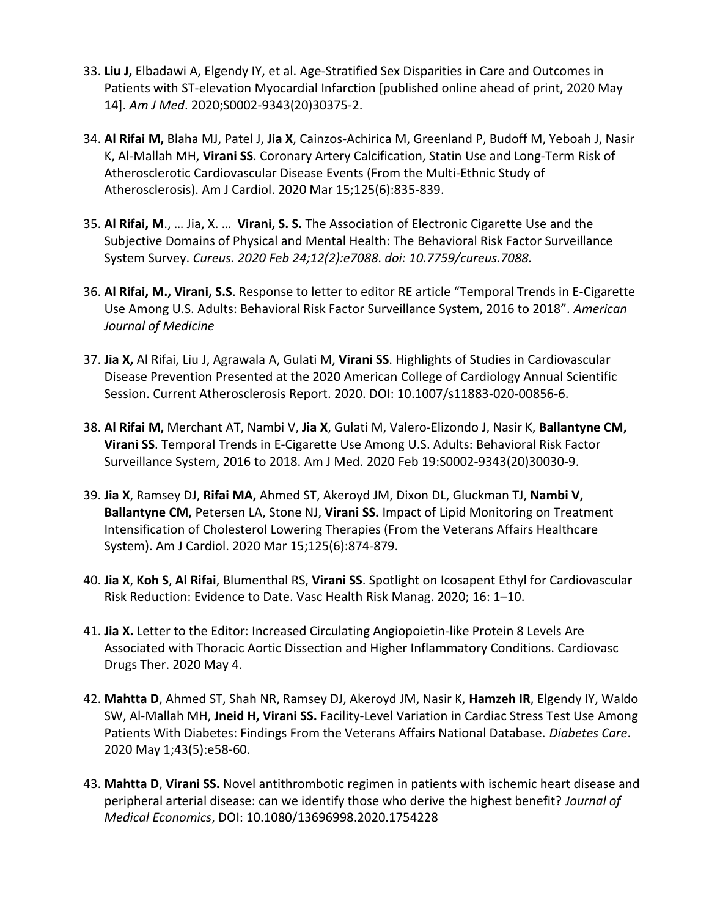33. **Liu J,** Elbadawi A, Elgendy IY, et al. Age-Stratified Sex Disparities in Care and Outcomes in Patients with ST-elevation Myocardial Infarction [published online ahead of print, 2020 May 14]. *Am J Med*. 2020;S0002-9343(20)30375-2.

34. **Al Rifai M,** Blaha MJ, Patel J, **Jia X**, Cainzos-Achirica M, Greenland P, Budoff M, Yeboah J, Nasir K, Al-Mallah MH, **Virani SS**. Coronary Artery Calcification, Statin Use and Long-Term Risk of Atherosclerotic Cardiovascular Disease Events (From the Multi-Ethnic Study of Atherosclerosis). Am J Cardiol. 2020 Mar 15;125(6):835-839.

35. **Al Rifai, M**., … Jia, X. … **Virani, S. S.** The Association of Electronic Cigarette Use and the Subjective Domains of Physical and Mental Health: The Behavioral Risk Factor Surveillance System Survey. *Cureus. 2020 Feb 24;12(2):e7088. doi: 10.7759/cureus.7088.*

36. **Al Rifai, M., Virani, S.S**. Response to letter to editor RE article "Temporal Trends in E-Cigarette Use Among U.S. Adults: Behavioral Risk Factor Surveillance System, 2016 to 2018". *American Journal of Medicine*

37. **Jia X,** Al Rifai, Liu J, Agrawala A, Gulati M, **Virani SS**. Highlights of Studies in Cardiovascular Disease Prevention Presented at the 2020 American College of Cardiology Annual Scientific Session. Current Atherosclerosis Report. 2020. DOI: 10.1007/s11883-020-00856-6.

38. **Al Rifai M,** Merchant AT, Nambi V, **Jia X**, Gulati M, Valero-Elizondo J, Nasir K, **Ballantyne CM, Virani SS**. Temporal Trends in E-Cigarette Use Among U.S. Adults: Behavioral Risk Factor Surveillance System, 2016 to 2018. Am J Med. 2020 Feb 19:S0002-9343(20)30030-9.

39. **Jia X**, Ramsey DJ, **Rifai MA,** Ahmed ST, Akeroyd JM, Dixon DL, Gluckman TJ, **Nambi V, Ballantyne CM,** Petersen LA, Stone NJ, **Virani SS.** Impact of Lipid Monitoring on Treatment Intensification of Cholesterol Lowering Therapies (From the Veterans Affairs Healthcare System). Am J Cardiol. 2020 Mar 15;125(6):874-879.

40. **Jia X**, **Koh S**, **Al Rifai**, Blumenthal RS, **Virani SS**. Spotlight on Icosapent Ethyl for Cardiovascular Risk Reduction: Evidence to Date. Vasc Health Risk Manag. 2020; 16: 1–10.

41. **Jia X.** Letter to the Editor: Increased Circulating Angiopoietin-like Protein 8 Levels Are Associated with Thoracic Aortic Dissection and Higher Inflammatory Conditions. Cardiovasc Drugs Ther. 2020 May 4.

42. **Mahtta D**, Ahmed ST, Shah NR, Ramsey DJ, Akeroyd JM, Nasir K, **Hamzeh IR**, Elgendy IY, Waldo SW, Al-Mallah MH, **Jneid H, Virani SS.** Facility-Level Variation in Cardiac Stress Test Use Among Patients With Diabetes: Findings From the Veterans Affairs National Database. *Diabetes Care*. 2020 May 1;43(5):e58-60.

43. **Mahtta D**, **Virani SS.** Novel antithrombotic regimen in patients with ischemic heart disease and peripheral arterial disease: can we identify those who derive the highest benefit? *Journal of Medical Economics*, DOI: 10.1080/13696998.2020.1754228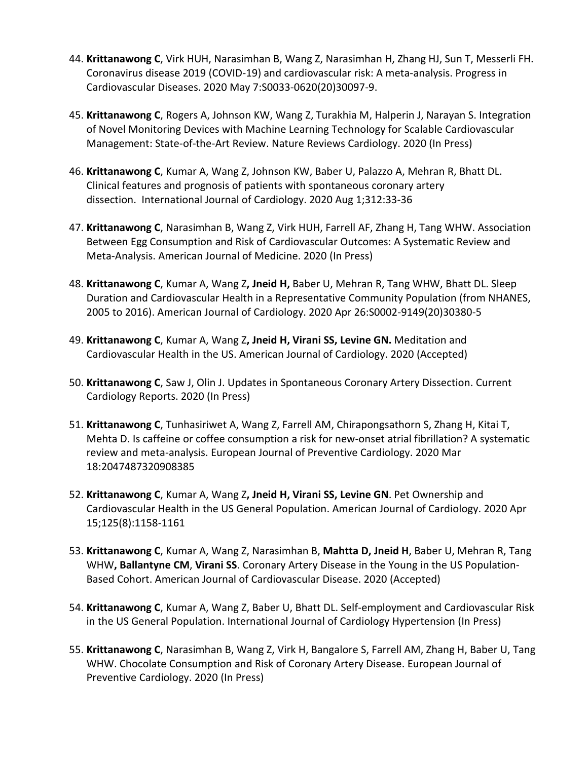44. **Krittanawong C**, Virk HUH, Narasimhan B, Wang Z, Narasimhan H, Zhang HJ, Sun T, Messerli FH. Coronavirus disease 2019 (COVID-19) and cardiovascular risk: A meta-analysis. Progress in Cardiovascular Diseases. 2020 May 7:S0033-0620(20)30097-9.

45. **Krittanawong C**, Rogers A, Johnson KW, Wang Z, Turakhia M, Halperin J, Narayan S. Integration of Novel Monitoring Devices with Machine Learning Technology for Scalable Cardiovascular Management: State-of-the-Art Review. Nature Reviews Cardiology. 2020 (In Press)

46. **Krittanawong C**, Kumar A, Wang Z, Johnson KW, Baber U, Palazzo A, Mehran R, Bhatt DL. Clinical features and prognosis of patients with spontaneous coronary artery dissection. International Journal of Cardiology. 2020 Aug 1;312:33-36

47. **Krittanawong C**, Narasimhan B, Wang Z, Virk HUH, Farrell AF, Zhang H, Tang WHW. Association Between Egg Consumption and Risk of Cardiovascular Outcomes: A Systematic Review and Meta-Analysis. American Journal of Medicine. 2020 (In Press)

48. **Krittanawong C**, Kumar A, Wang Z**, Jneid H,** Baber U, Mehran R, Tang WHW, Bhatt DL. Sleep Duration and Cardiovascular Health in a Representative Community Population (from NHANES, 2005 to 2016). American Journal of Cardiology. 2020 Apr 26:S0002-9149(20)30380-5

49. **Krittanawong C**, Kumar A, Wang Z**, Jneid H, Virani SS, Levine GN.** Meditation and Cardiovascular Health in the US. American Journal of Cardiology. 2020 (Accepted)

50. **Krittanawong C**, Saw J, Olin J. Updates in Spontaneous Coronary Artery Dissection. Current Cardiology Reports. 2020 (In Press)

51. **Krittanawong C**, Tunhasiriwet A, Wang Z, Farrell AM, Chirapongsathorn S, Zhang H, Kitai T, Mehta D. Is caffeine or coffee consumption a risk for new-onset atrial fibrillation? A systematic review and meta-analysis. European Journal of Preventive Cardiology. 2020 Mar 18:2047487320908385

52. **Krittanawong C**, Kumar A, Wang Z**, Jneid H, Virani SS, Levine GN**. Pet Ownership and Cardiovascular Health in the US General Population. American Journal of Cardiology. 2020 Apr 15;125(8):1158-1161

53. **Krittanawong C**, Kumar A, Wang Z, Narasimhan B, **Mahtta D, Jneid H**, Baber U, Mehran R, Tang WHW**, Ballantyne CM**, **Virani SS**. Coronary Artery Disease in the Young in the US Population-Based Cohort. American Journal of Cardiovascular Disease. 2020 (Accepted)

54. **Krittanawong C**, Kumar A, Wang Z, Baber U, Bhatt DL. Self-employment and Cardiovascular Risk in the US General Population. International Journal of Cardiology Hypertension (In Press)

55. **Krittanawong C**, Narasimhan B, Wang Z, Virk H, Bangalore S, Farrell AM, Zhang H, Baber U, Tang WHW. Chocolate Consumption and Risk of Coronary Artery Disease. European Journal of Preventive Cardiology. 2020 (In Press)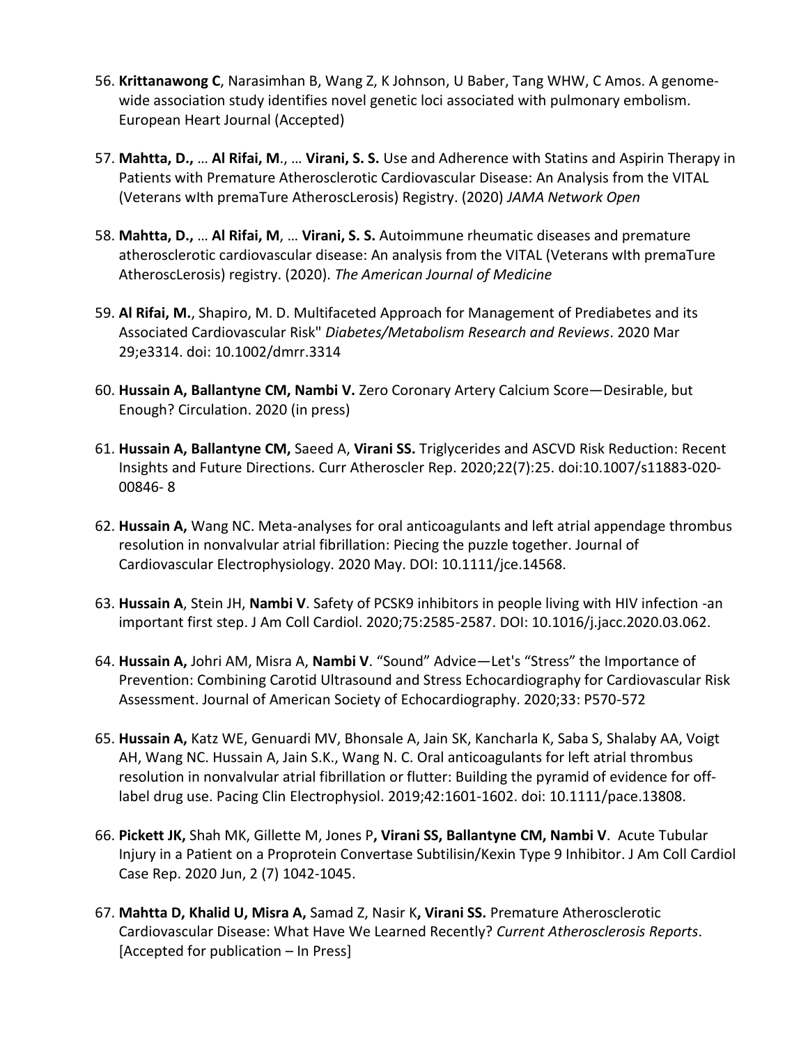56. **Krittanawong C**, Narasimhan B, Wang Z, K Johnson, U Baber, Tang WHW, C Amos. A genome-wide association study identifies novel genetic loci associated with pulmonary embolism. European Heart Journal (Accepted)

57. **Mahtta, D.,** … **Al Rifai, M**., … **Virani, S. S.** Use and Adherence with Statins and Aspirin Therapy in Patients with Premature Atherosclerotic Cardiovascular Disease: An Analysis from the VITAL (Veterans wIth premaTure AtheroscLerosis) Registry. (2020) *JAMA Network Open*

58. **Mahtta, D.,** … **Al Rifai, M**, … **Virani, S. S.** Autoimmune rheumatic diseases and premature atherosclerotic cardiovascular disease: An analysis from the VITAL (Veterans wIth premaTure AtheroscLerosis) registry. (2020). *The American Journal of Medicine*

59. **Al Rifai, M.**, Shapiro, M. D. Multifaceted Approach for Management of Prediabetes and its Associated Cardiovascular Risk" *Diabetes/Metabolism Research and Reviews*. 2020 Mar 29;e3314. doi: 10.1002/dmrr.3314

60. **Hussain A, Ballantyne CM, Nambi V.** Zero Coronary Artery Calcium Score—Desirable, but Enough? Circulation. 2020 (in press)

61. **Hussain A, Ballantyne CM,** Saeed A, **Virani SS.** Triglycerides and ASCVD Risk Reduction: Recent Insights and Future Directions. Curr Atheroscler Rep. 2020;22(7):25. doi:10.1007/s11883-020-00846- 8

62. **Hussain A,** Wang NC. Meta-analyses for oral anticoagulants and left atrial appendage thrombus resolution in nonvalvular atrial fibrillation: Piecing the puzzle together. Journal of Cardiovascular Electrophysiology. 2020 May. DOI: 10.1111/jce.14568.

63. **Hussain A**, Stein JH, **Nambi V**. Safety of PCSK9 inhibitors in people living with HIV infection -an important first step. J Am Coll Cardiol. 2020;75:2585-2587. DOI: 10.1016/j.jacc.2020.03.062.

64. **Hussain A,** Johri AM, Misra A, **Nambi V**. "Sound" Advice—Let's "Stress" the Importance of Prevention: Combining Carotid Ultrasound and Stress Echocardiography for Cardiovascular Risk Assessment. Journal of American Society of Echocardiography. 2020;33: P570-572

65. **Hussain A,** Katz WE, Genuardi MV, Bhonsale A, Jain SK, Kancharla K, Saba S, Shalaby AA, Voigt AH, Wang NC. Hussain A, Jain S.K., Wang N. C. Oral anticoagulants for left atrial thrombus resolution in nonvalvular atrial fibrillation or flutter: Building the pyramid of evidence for off-label drug use. Pacing Clin Electrophysiol. 2019;42:1601-1602. doi: 10.1111/pace.13808.

66. **Pickett JK,** Shah MK, Gillette M, Jones P**, Virani SS, Ballantyne CM, Nambi V**. Acute Tubular Injury in a Patient on a Proprotein Convertase Subtilisin/Kexin Type 9 Inhibitor. J Am Coll Cardiol Case Rep. 2020 Jun, 2 (7) 1042-1045.

67. **Mahtta D, Khalid U, Misra A,** Samad Z, Nasir K**, Virani SS.** Premature Atherosclerotic Cardiovascular Disease: What Have We Learned Recently? *Current Atherosclerosis Reports*. [Accepted for publication – In Press]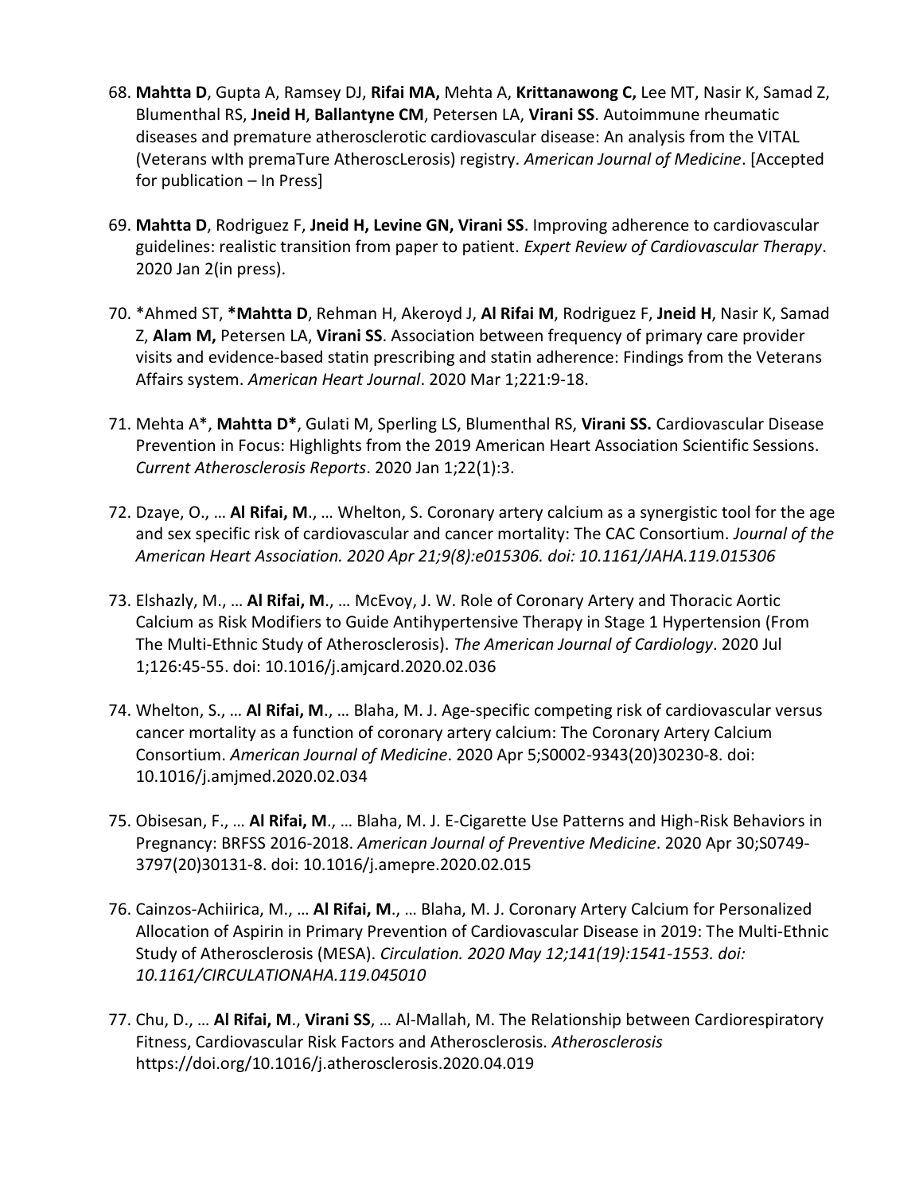68. **Mahtta D**, Gupta A, Ramsey DJ, **Rifai MA,** Mehta A, **Krittanawong C,** Lee MT, Nasir K, Samad Z, Blumenthal RS, **Jneid H**, **Ballantyne CM**, Petersen LA, **Virani SS**. Autoimmune rheumatic diseases and premature atherosclerotic cardiovascular disease: An analysis from the VITAL (Veterans wIth premaTure AtheroscLerosis) registry. *American Journal of Medicine*. [Accepted for publication – In Press]

69. **Mahtta D**, Rodriguez F, **Jneid H, Levine GN, Virani SS**. Improving adherence to cardiovascular guidelines: realistic transition from paper to patient. *Expert Review of Cardiovascular Therapy*. 2020 Jan 2(in press).

70. *Ahmed ST, ***Mahtta D**, Rehman H, Akeroyd J, **Al Rifai M**, Rodriguez F, **Jneid H**, Nasir K, Samad Z, **Alam M,** Petersen LA, **Virani SS**. Association between frequency of primary care provider visits and evidence-based statin prescribing and statin adherence: Findings from the Veterans Affairs system. *American Heart Journal*. 2020 Mar 1;221:9-18.

71. Mehta A*, **Mahtta D***, Gulati M, Sperling LS, Blumenthal RS, **Virani SS.** Cardiovascular Disease Prevention in Focus: Highlights from the 2019 American Heart Association Scientific Sessions. *Current Atherosclerosis Reports*. 2020 Jan 1;22(1):3.

72. Dzaye, O., … **Al Rifai, M**., … Whelton, S. Coronary artery calcium as a synergistic tool for the age and sex specific risk of cardiovascular and cancer mortality: The CAC Consortium. *Journal of the American Heart Association. 2020 Apr 21;9(8):e015306. doi: 10.1161/JAHA.119.015306*

73. Elshazly, M., … **Al Rifai, M**., … McEvoy, J. W. Role of Coronary Artery and Thoracic Aortic Calcium as Risk Modifiers to Guide Antihypertensive Therapy in Stage 1 Hypertension (From The Multi-Ethnic Study of Atherosclerosis). *The American Journal of Cardiology*. 2020 Jul 1;126:45-55. doi: 10.1016/j.amjcard.2020.02.036

74. Whelton, S., … **Al Rifai, M**., … Blaha, M. J. Age-specific competing risk of cardiovascular versus cancer mortality as a function of coronary artery calcium: The Coronary Artery Calcium Consortium. *American Journal of Medicine*. 2020 Apr 5;S0002-9343(20)30230-8. doi: 10.1016/j.amjmed.2020.02.034

75. Obisesan, F., … **Al Rifai, M**., … Blaha, M. J. E-Cigarette Use Patterns and High-Risk Behaviors in Pregnancy: BRFSS 2016-2018. *American Journal of Preventive Medicine*. 2020 Apr 30;S0749-3797(20)30131-8. doi: 10.1016/j.amepre.2020.02.015

76. Cainzos-Achiirica, M., … **Al Rifai, M**., … Blaha, M. J. Coronary Artery Calcium for Personalized Allocation of Aspirin in Primary Prevention of Cardiovascular Disease in 2019: The Multi-Ethnic Study of Atherosclerosis (MESA). *Circulation. 2020 May 12;141(19):1541-1553. doi: 10.1161/CIRCULATIONAHA.119.045010*

77. Chu, D., … **Al Rifai, M**., **Virani SS**, … Al-Mallah, M. The Relationship between Cardiorespiratory Fitness, Cardiovascular Risk Factors and Atherosclerosis. *Atherosclerosis* https://doi.org/10.1016/j.atherosclerosis.2020.04.019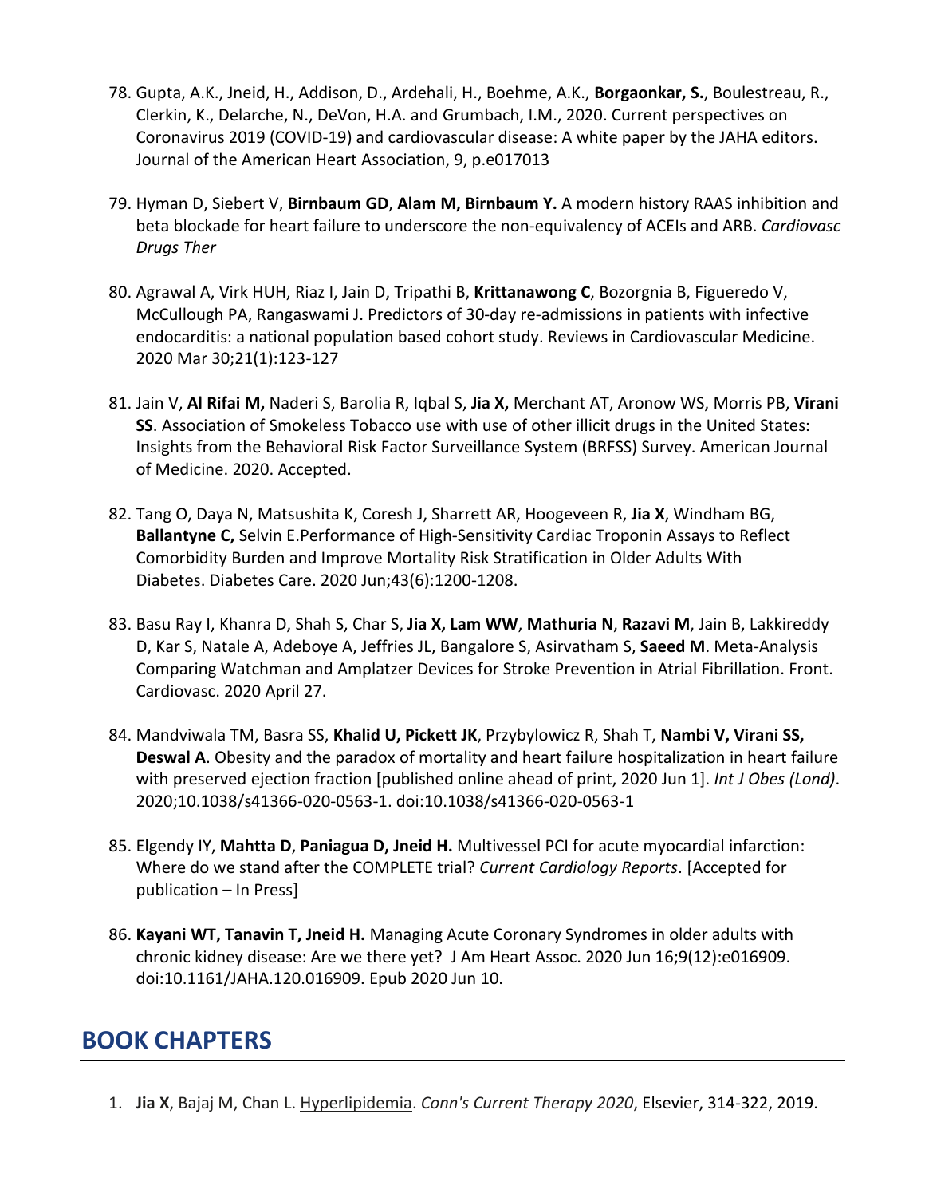78. Gupta, A.K., Jneid, H., Addison, D., Ardehali, H., Boehme, A.K., **Borgaonkar, S.**, Boulestreau, R., Clerkin, K., Delarche, N., DeVon, H.A. and Grumbach, I.M., 2020. Current perspectives on Coronavirus 2019 (COVID-19) and cardiovascular disease: A white paper by the JAHA editors. Journal of the American Heart Association, 9, p.e017013

79. Hyman D, Siebert V, **Birnbaum GD**, **Alam M, Birnbaum Y.** A modern history RAAS inhibition and beta blockade for heart failure to underscore the non-equivalency of ACEIs and ARB. *Cardiovasc Drugs Ther*

80. Agrawal A, Virk HUH, Riaz I, Jain D, Tripathi B, **Krittanawong C**, Bozorgnia B, Figueredo V, McCullough PA, Rangaswami J. Predictors of 30-day re-admissions in patients with infective endocarditis: a national population based cohort study. Reviews in Cardiovascular Medicine. 2020 Mar 30;21(1):123-127

81. Jain V, **Al Rifai M,** Naderi S, Barolia R, Iqbal S, **Jia X,** Merchant AT, Aronow WS, Morris PB, **Virani SS**. Association of Smokeless Tobacco use with use of other illicit drugs in the United States: Insights from the Behavioral Risk Factor Surveillance System (BRFSS) Survey. American Journal of Medicine. 2020. Accepted.

82. Tang O, Daya N, Matsushita K, Coresh J, Sharrett AR, Hoogeveen R, **Jia X**, Windham BG, **Ballantyne C,** Selvin E.Performance of High-Sensitivity Cardiac Troponin Assays to Reflect Comorbidity Burden and Improve Mortality Risk Stratification in Older Adults With Diabetes. Diabetes Care. 2020 Jun;43(6):1200-1208.

83. Basu Ray I, Khanra D, Shah S, Char S, **Jia X, Lam WW**, **Mathuria N**, **Razavi M**, Jain B, Lakkireddy D, Kar S, Natale A, Adeboye A, Jeffries JL, Bangalore S, Asirvatham S, **Saeed M**. Meta-Analysis Comparing Watchman and Amplatzer Devices for Stroke Prevention in Atrial Fibrillation. Front. Cardiovasc. 2020 April 27.

84. Mandviwala TM, Basra SS, **Khalid U, Pickett JK**, Przybylowicz R, Shah T, **Nambi V, Virani SS, Deswal A**. Obesity and the paradox of mortality and heart failure hospitalization in heart failure with preserved ejection fraction [published online ahead of print, 2020 Jun 1]. *Int J Obes (Lond)*. 2020;10.1038/s41366-020-0563-1. doi:10.1038/s41366-020-0563-1

85. Elgendy IY, **Mahtta D**, **Paniagua D, Jneid H.** Multivessel PCI for acute myocardial infarction: Where do we stand after the COMPLETE trial? *Current Cardiology Reports*. [Accepted for publication – In Press]

86. **Kayani WT, Tanavin T, Jneid H.** Managing Acute Coronary Syndromes in older adults with chronic kidney disease: Are we there yet? J Am Heart Assoc. 2020 Jun 16;9(12):e016909. doi:10.1161/JAHA.120.016909. Epub 2020 Jun 10.

## BOOK CHAPTERS

1. **Jia X**, Bajaj M, Chan L. Hyperlipidemia. *Conn's Current Therapy 2020*, Elsevier, 314-322, 2019.